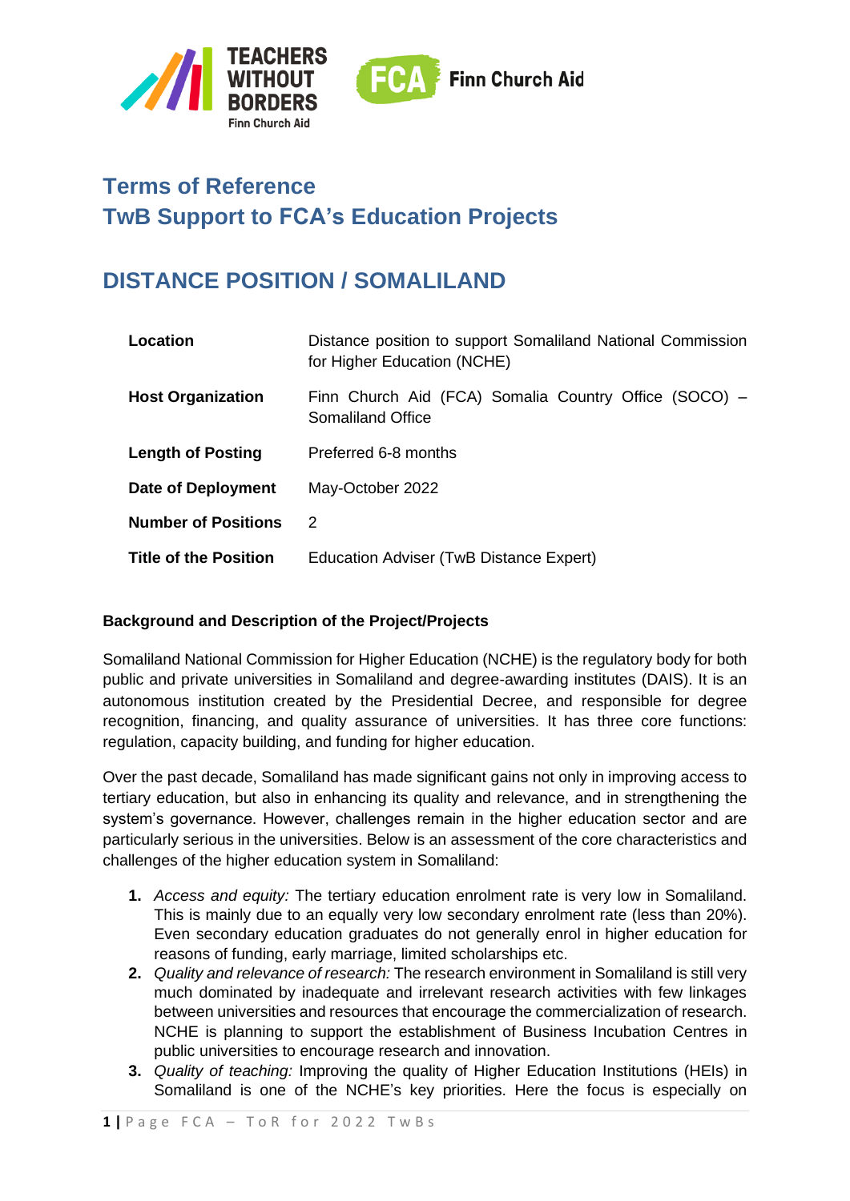# Terms of Reference
# TwB Support to FCA's Education Projects

## DISTANCE POSITION / SOMALILAND

| | |
|---|---|
| **Location** | Distance position to support Somaliland National Commission for Higher Education (NCHE) |
| **Host Organization** | Finn Church Aid (FCA) Somalia Country Office (SOCO) – Somaliland Office |
| **Length of Posting** | Preferred 6-8 months |
| **Date of Deployment** | May-October 2022 |
| **Number of Positions** | 2 |
| **Title of the Position** | Education Adviser (TwB Distance Expert) |

**Background and Description of the Project/Projects**

Somaliland National Commission for Higher Education (NCHE) is the regulatory body for both public and private universities in Somaliland and degree-awarding institutes (DAIS). It is an autonomous institution created by the Presidential Decree, and responsible for degree recognition, financing, and quality assurance of universities. It has three core functions: regulation, capacity building, and funding for higher education.

Over the past decade, Somaliland has made significant gains not only in improving access to tertiary education, but also in enhancing its quality and relevance, and in strengthening the system's governance. However, challenges remain in the higher education sector and are particularly serious in the universities. Below is an assessment of the core characteristics and challenges of the higher education system in Somaliland:

1. *Access and equity:* The tertiary education enrolment rate is very low in Somaliland. This is mainly due to an equally very low secondary enrolment rate (less than 20%). Even secondary education graduates do not generally enrol in higher education for reasons of funding, early marriage, limited scholarships etc.
2. *Quality and relevance of research:* The research environment in Somaliland is still very much dominated by inadequate and irrelevant research activities with few linkages between universities and resources that encourage the commercialization of research. NCHE is planning to support the establishment of Business Incubation Centres in public universities to encourage research and innovation.
3. *Quality of teaching:* Improving the quality of Higher Education Institutions (HEIs) in Somaliland is one of the NCHE's key priorities. Here the focus is especially on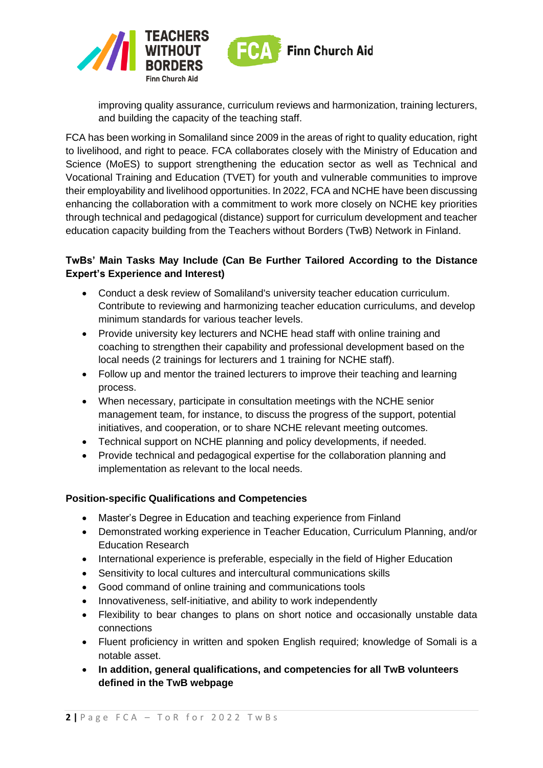improving quality assurance, curriculum reviews and harmonization, training lecturers, and building the capacity of the teaching staff.

FCA has been working in Somaliland since 2009 in the areas of right to quality education, right to livelihood, and right to peace. FCA collaborates closely with the Ministry of Education and Science (MoES) to support strengthening the education sector as well as Technical and Vocational Training and Education (TVET) for youth and vulnerable communities to improve their employability and livelihood opportunities. In 2022, FCA and NCHE have been discussing enhancing the collaboration with a commitment to work more closely on NCHE key priorities through technical and pedagogical (distance) support for curriculum development and teacher education capacity building from the Teachers without Borders (TwB) Network in Finland.

**TwBs' Main Tasks May Include (Can Be Further Tailored According to the Distance Expert's Experience and Interest)**

- Conduct a desk review of Somaliland's university teacher education curriculum. Contribute to reviewing and harmonizing teacher education curriculums, and develop minimum standards for various teacher levels.
- Provide university key lecturers and NCHE head staff with online training and coaching to strengthen their capability and professional development based on the local needs (2 trainings for lecturers and 1 training for NCHE staff).
- Follow up and mentor the trained lecturers to improve their teaching and learning process.
- When necessary, participate in consultation meetings with the NCHE senior management team, for instance, to discuss the progress of the support, potential initiatives, and cooperation, or to share NCHE relevant meeting outcomes.
- Technical support on NCHE planning and policy developments, if needed.
- Provide technical and pedagogical expertise for the collaboration planning and implementation as relevant to the local needs.

**Position-specific Qualifications and Competencies**

- Master's Degree in Education and teaching experience from Finland
- Demonstrated working experience in Teacher Education, Curriculum Planning, and/or Education Research
- International experience is preferable, especially in the field of Higher Education
- Sensitivity to local cultures and intercultural communications skills
- Good command of online training and communications tools
- Innovativeness, self-initiative, and ability to work independently
- Flexibility to bear changes to plans on short notice and occasionally unstable data connections
- Fluent proficiency in written and spoken English required; knowledge of Somali is a notable asset.
- **In addition, general qualifications, and competencies for all TwB volunteers defined in the TwB webpage**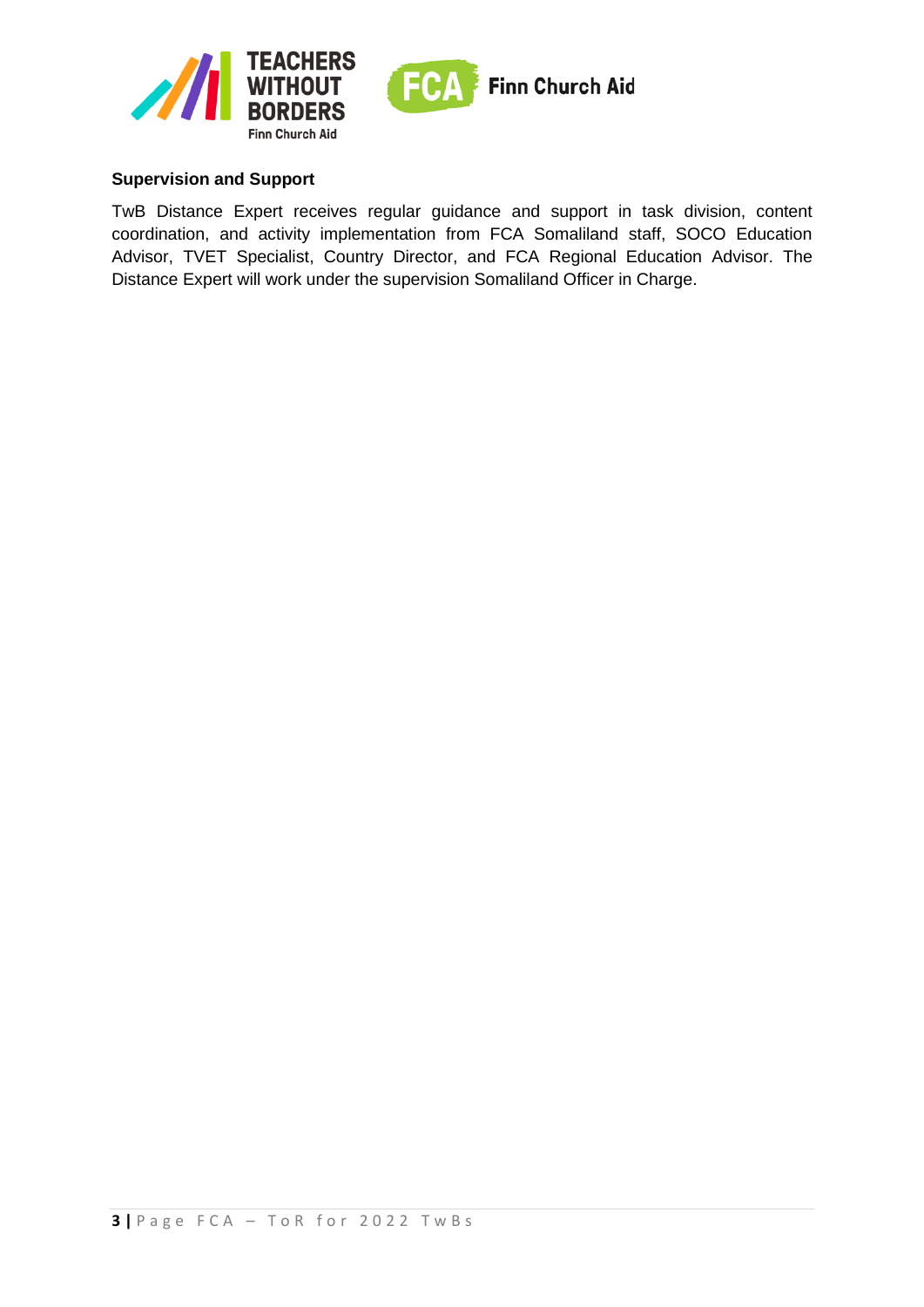**Supervision and Support**

TwB Distance Expert receives regular guidance and support in task division, content coordination, and activity implementation from FCA Somaliland staff, SOCO Education Advisor, TVET Specialist, Country Director, and FCA Regional Education Advisor. The Distance Expert will work under the supervision Somaliland Officer in Charge.